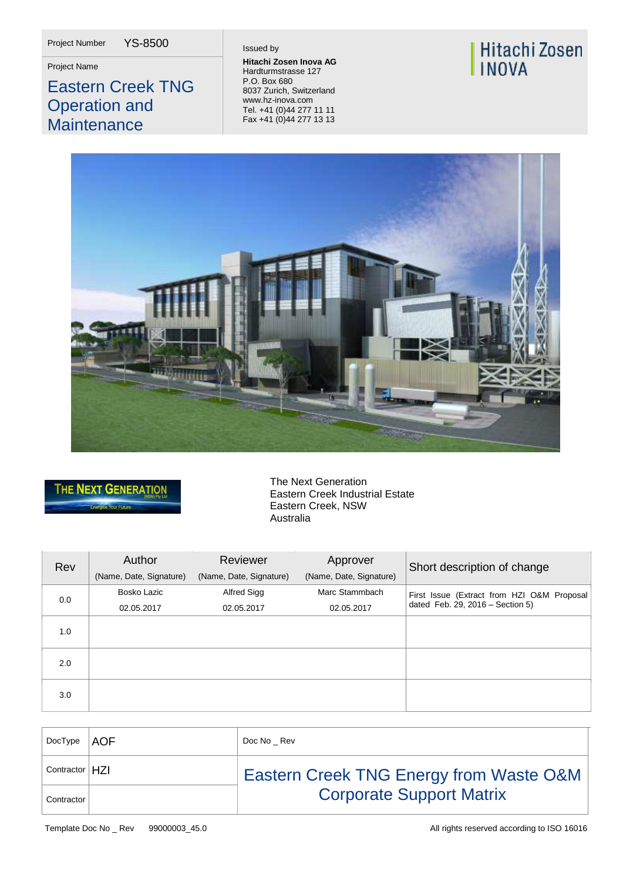| Project Number | YS-8500 |
|---|---|
| Project Name | **Eastern Creek TNG Operation and Maintenance** |

Issued by

**Hitachi Zosen Inova AG**
Hardturmstrasse 127
P.O. Box 680
8037 Zurich, Switzerland
www.hz-inova.com
Tel. +41 (0)44 277 11 11
Fax +41 (0)44 277 13 13

Hitachi Zosen INOVA

THE NEXT GENERATION (NSW) Pty Ltd
Energise Your Future

The Next Generation
Eastern Creek Industrial Estate
Eastern Creek, NSW
Australia

| Rev | Author (Name, Date, Signature) | Reviewer (Name, Date, Signature) | Approver (Name, Date, Signature) | Short description of change |
|---|---|---|---|---|
| 0.0 | Bosko Lazic 02.05.2017 | Alfred Sigg 02.05.2017 | Marc Stammbach 02.05.2017 | First Issue (Extract from HZI O&M Proposal dated Feb. 29, 2016 – Section 5) |
| 1.0 | | | | |
| 2.0 | | | | |
| 3.0 | | | | |

| DocType | AOF | Doc No _ Rev |
|---|---|---|
| Contractor | HZI | **Eastern Creek TNG Energy from Waste O&M Corporate Support Matrix** |
| Contractor | | |

Template Doc No _ Rev 99000003_45.0

All rights reserved according to ISO 16016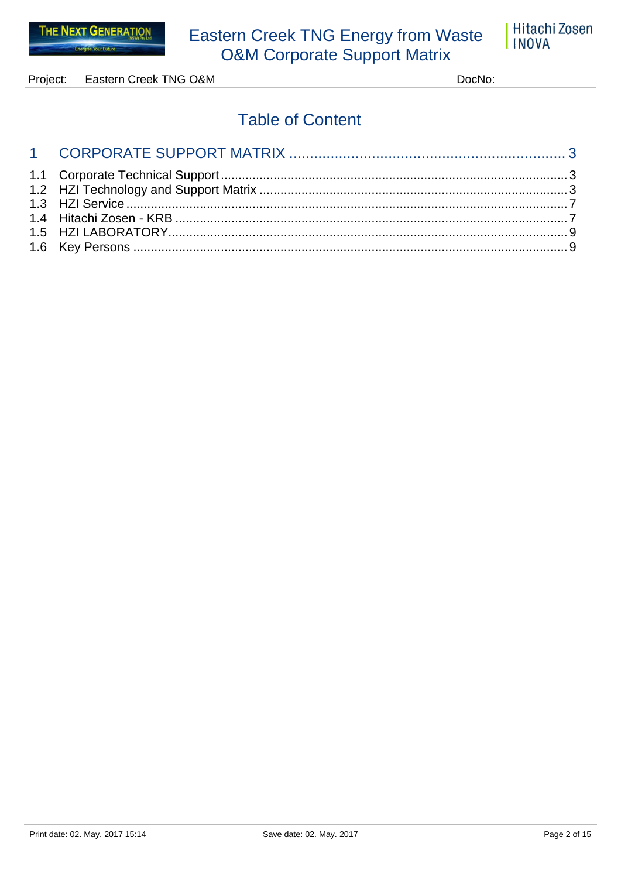# Table of Content

1 CORPORATE SUPPORT MATRIX ..................................................................... 3

1.1 Corporate Technical Support ..................................................................... 3
1.2 HZI Technology and Support Matrix .......................................................... 3
1.3 HZI Service ................................................................................................. 7
1.4 Hitachi Zosen - KRB ................................................................................... 7
1.5 HZI LABORATORY ..................................................................................... 9
1.6 Key Persons ................................................................................................ 9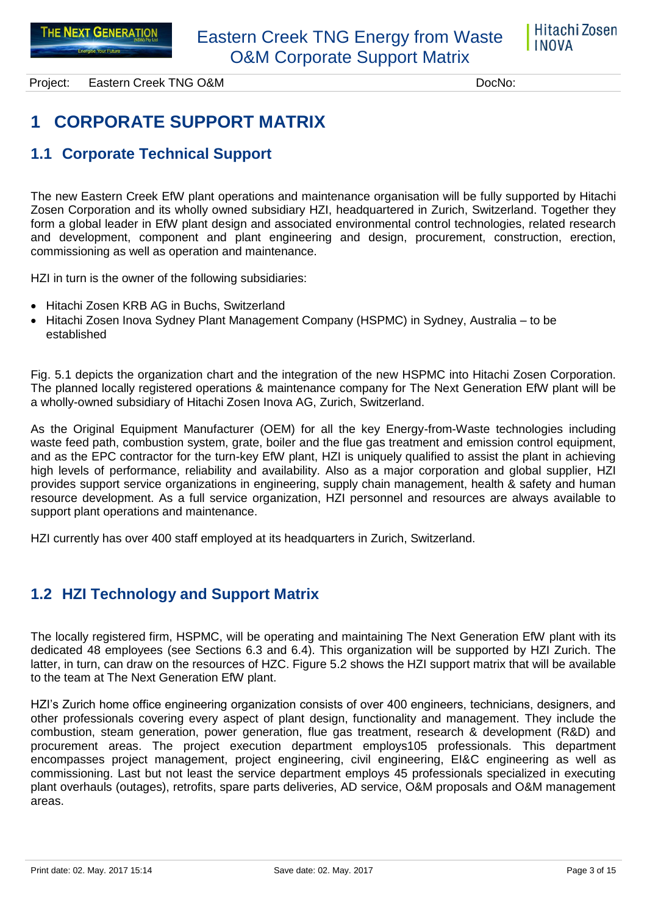# 1 CORPORATE SUPPORT MATRIX

## 1.1 Corporate Technical Support

The new Eastern Creek EfW plant operations and maintenance organisation will be fully supported by Hitachi Zosen Corporation and its wholly owned subsidiary HZI, headquartered in Zurich, Switzerland. Together they form a global leader in EfW plant design and associated environmental control technologies, related research and development, component and plant engineering and design, procurement, construction, erection, commissioning as well as operation and maintenance.

HZI in turn is the owner of the following subsidiaries:

- Hitachi Zosen KRB AG in Buchs, Switzerland
- Hitachi Zosen Inova Sydney Plant Management Company (HSPMC) in Sydney, Australia – to be established

Fig. 5.1 depicts the organization chart and the integration of the new HSPMC into Hitachi Zosen Corporation. The planned locally registered operations & maintenance company for The Next Generation EfW plant will be a wholly-owned subsidiary of Hitachi Zosen Inova AG, Zurich, Switzerland.

As the Original Equipment Manufacturer (OEM) for all the key Energy-from-Waste technologies including waste feed path, combustion system, grate, boiler and the flue gas treatment and emission control equipment, and as the EPC contractor for the turn-key EfW plant, HZI is uniquely qualified to assist the plant in achieving high levels of performance, reliability and availability. Also as a major corporation and global supplier, HZI provides support service organizations in engineering, supply chain management, health & safety and human resource development. As a full service organization, HZI personnel and resources are always available to support plant operations and maintenance.

HZI currently has over 400 staff employed at its headquarters in Zurich, Switzerland.

## 1.2 HZI Technology and Support Matrix

The locally registered firm, HSPMC, will be operating and maintaining The Next Generation EfW plant with its dedicated 48 employees (see Sections 6.3 and 6.4). This organization will be supported by HZI Zurich. The latter, in turn, can draw on the resources of HZC. Figure 5.2 shows the HZI support matrix that will be available to the team at The Next Generation EfW plant.

HZI's Zurich home office engineering organization consists of over 400 engineers, technicians, designers, and other professionals covering every aspect of plant design, functionality and management. They include the combustion, steam generation, power generation, flue gas treatment, research & development (R&D) and procurement areas. The project execution department employs105 professionals. This department encompasses project management, project engineering, civil engineering, EI&C engineering as well as commissioning. Last but not least the service department employs 45 professionals specialized in executing plant overhauls (outages), retrofits, spare parts deliveries, AD service, O&M proposals and O&M management areas.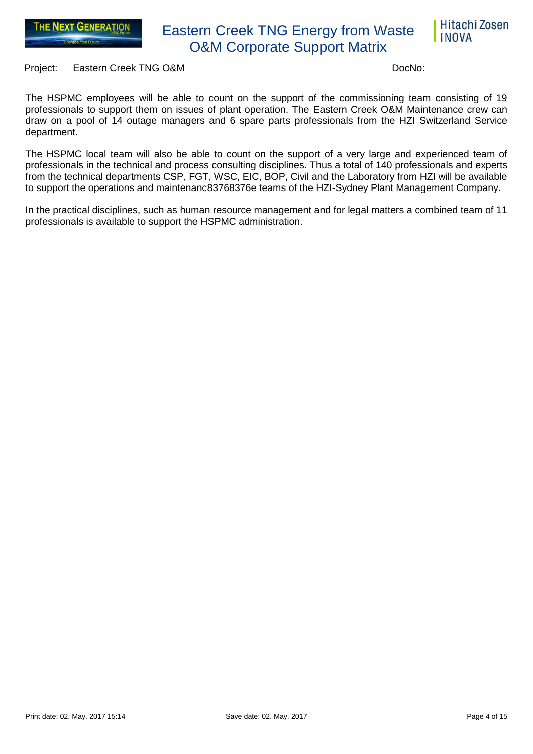The HSPMC employees will be able to count on the support of the commissioning team consisting of 19 professionals to support them on issues of plant operation. The Eastern Creek O&M Maintenance crew can draw on a pool of 14 outage managers and 6 spare parts professionals from the HZI Switzerland Service department.

The HSPMC local team will also be able to count on the support of a very large and experienced team of professionals in the technical and process consulting disciplines. Thus a total of 140 professionals and experts from the technical departments CSP, FGT, WSC, EIC, BOP, Civil and the Laboratory from HZI will be available to support the operations and maintenanc83768376e teams of the HZI-Sydney Plant Management Company.

In the practical disciplines, such as human resource management and for legal matters a combined team of 11 professionals is available to support the HSPMC administration.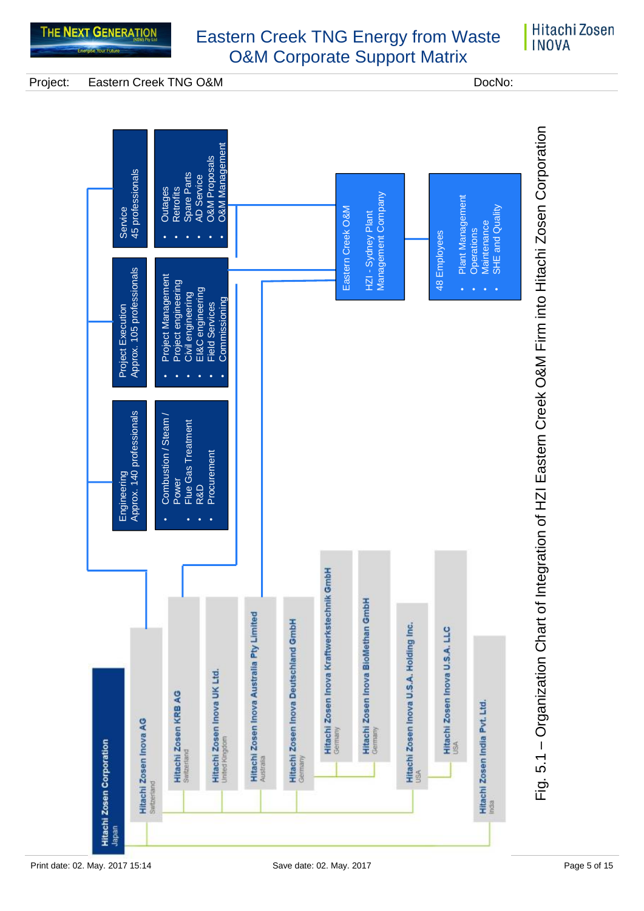# Eastern Creek TNG Energy from Waste O&M Corporate Support Matrix

Project: Eastern Creek TNG O&M

DocNo:

**Hitachi Zosen Corporation**
Japan

- **Hitachi Zosen Inova AG** – Switzerland
- **Hitachi Zosen KRB AG** – Switzerland
- **Hitachi Zosen Inova UK Ltd.** – United Kingdom
- **Hitachi Zosen Inova Australia Pty Limited** – Australia
- **Hitachi Zosen Inova Deutschland GmbH** – Germany
- **Hitachi Zosen Inova Kraftwerkstechnik GmbH** – Germany
- **Hitachi Zosen Inova BioMethan GmbH** – Germany
- **Hitachi Zosen Inova U.S.A. Holding Inc.** – USA
- **Hitachi Zosen Inova U.S.A. LLC** – USA
- **Hitachi Zosen India Pvt. Ltd.** – India

**Engineering**
Approx. 140 professionals

- Combustion / Steam / Power
- Flue Gas Treatment
- R&D
- Procurement

**Project Execution**
Approx. 105 professionals

- Project Management
- Project engineering
- Civil engineering
- El&C engineering
- Field Services
- Commissioning

**Service**
45 professionals

- Outages
- Retrofits
- Spare Parts
- AD Service
- O&M Proposals
- O&M Management

**Eastern Creek O&M**

HZI - Sydney Plant Management Company

**48 Employees**

- Plant Management
- Operations
- Maintenance
- SHE and Quality

Fig. 5.1 – Organization Chart of Integration of HZI Eastern Creek O&M Firm into Hitachi Zosen Corporation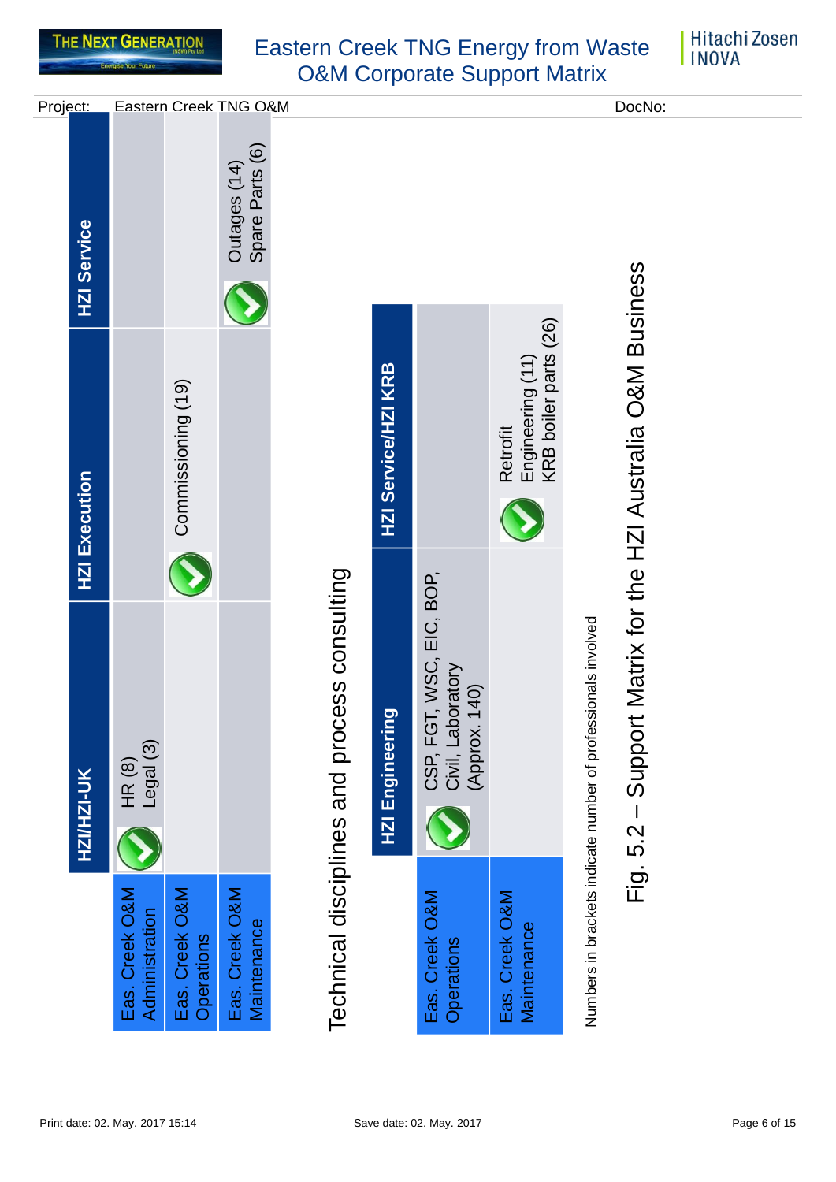Project: Eastern Creek TNG O&M

DocNo:

| | HZI/HZI-UK | HZI Execution | HZI Service |
|---|---|---|---|
| Eas. Creek O&M Administration | HR (8) Legal (3) | | |
| Eas. Creek O&M Operations | | Commissioning (19) | |
| Eas. Creek O&M Maintenance | | | Outages (14) Spare Parts (6) |

Technical disciplines and process consulting

| | HZI Engineering | HZI Service/HZI KRB |
|---|---|---|
| Eas. Creek O&M Operations | CSP, FGT, WSC, EIC, BOP, Civil, Laboratory (Approx. 140) | |
| Eas. Creek O&M Maintenance | | Retrofit Engineering (11) KRB boiler parts (26) |

Numbers in brackets indicate number of professionals involved

Fig. 5.2 – Support Matrix for the HZI Australia O&M Business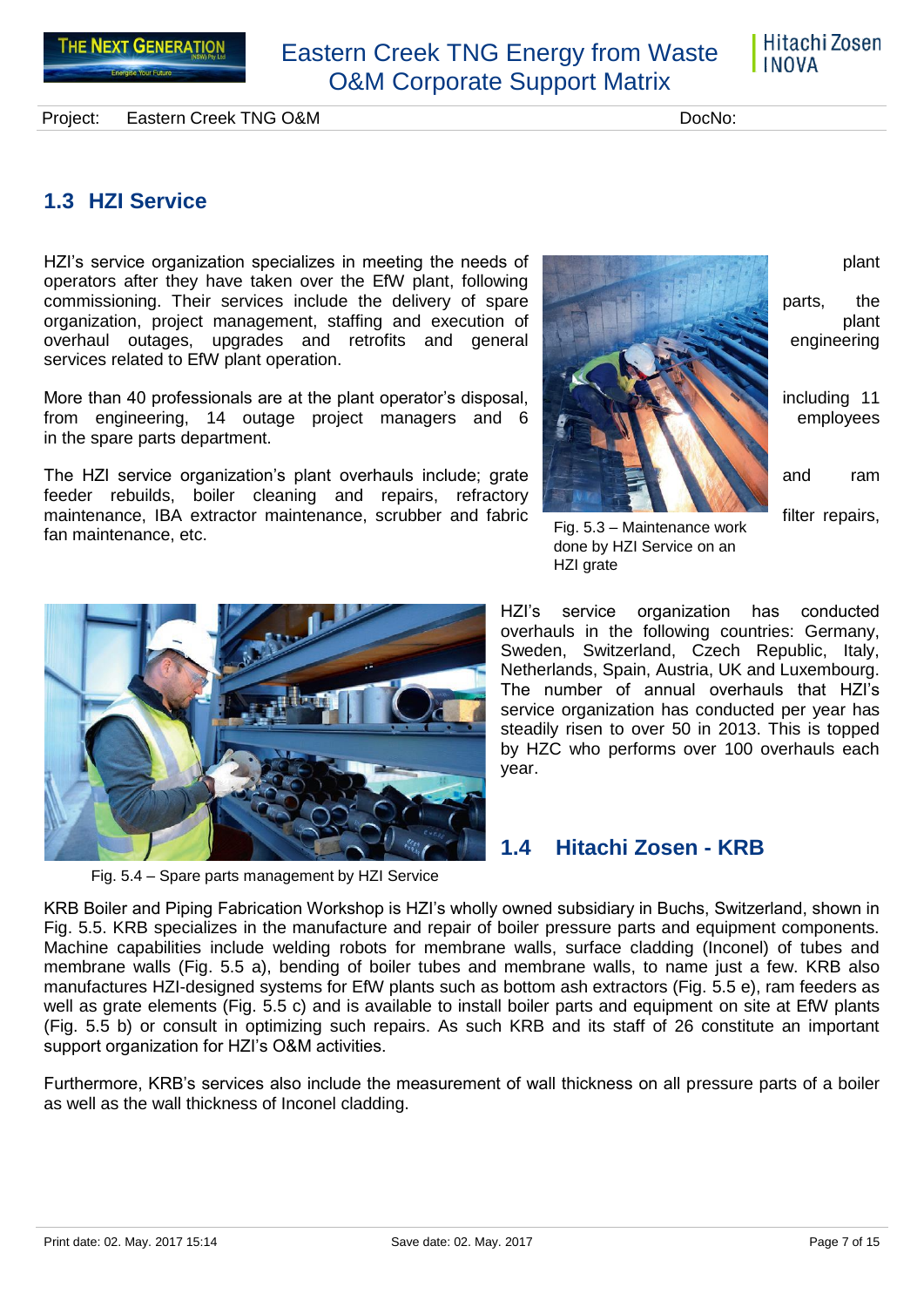## 1.3 HZI Service

HZI's service organization specializes in meeting the needs of plant operators after they have taken over the EfW plant, following commissioning. Their services include the delivery of spare parts, the organization, project management, staffing and execution of plant overhaul outages, upgrades and retrofits and general engineering services related to EfW plant operation.

More than 40 professionals are at the plant operator's disposal, including 11 from engineering, 14 outage project managers and 6 employees in the spare parts department.

The HZI service organization's plant overhauls include; grate and ram feeder rebuilds, boiler cleaning and repairs, refractory maintenance, IBA extractor maintenance, scrubber and fabric filter repairs, fan maintenance, etc.

Fig. 5.3 – Maintenance work done by HZI Service on an HZI grate

HZI's service organization has conducted overhauls in the following countries: Germany, Sweden, Switzerland, Czech Republic, Italy, Netherlands, Spain, Austria, UK and Luxembourg. The number of annual overhauls that HZI's service organization has conducted per year has steadily risen to over 50 in 2013. This is topped by HZC who performs over 100 overhauls each year.

Fig. 5.4 – Spare parts management by HZI Service

## 1.4 Hitachi Zosen - KRB

KRB Boiler and Piping Fabrication Workshop is HZI's wholly owned subsidiary in Buchs, Switzerland, shown in Fig. 5.5. KRB specializes in the manufacture and repair of boiler pressure parts and equipment components. Machine capabilities include welding robots for membrane walls, surface cladding (Inconel) of tubes and membrane walls (Fig. 5.5 a), bending of boiler tubes and membrane walls, to name just a few. KRB also manufactures HZI-designed systems for EfW plants such as bottom ash extractors (Fig. 5.5 e), ram feeders as well as grate elements (Fig. 5.5 c) and is available to install boiler parts and equipment on site at EfW plants (Fig. 5.5 b) or consult in optimizing such repairs. As such KRB and its staff of 26 constitute an important support organization for HZI's O&M activities.

Furthermore, KRB's services also include the measurement of wall thickness on all pressure parts of a boiler as well as the wall thickness of Inconel cladding.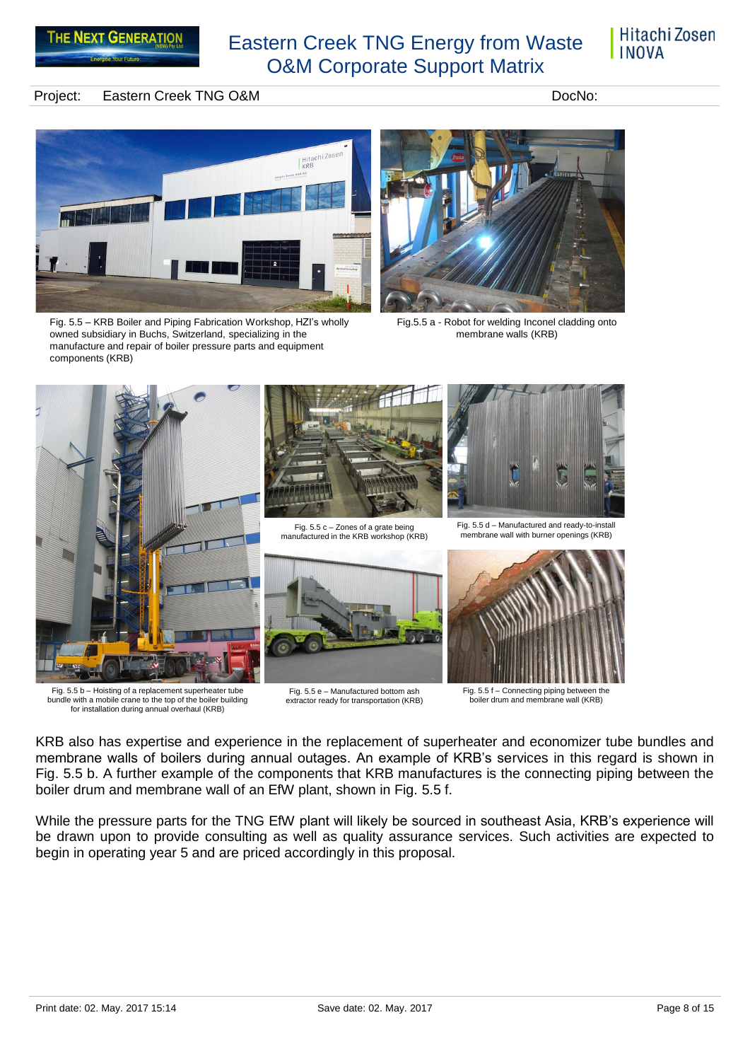Fig. 5.5 – KRB Boiler and Piping Fabrication Workshop, HZI's wholly owned subsidiary in Buchs, Switzerland, specializing in the manufacture and repair of boiler pressure parts and equipment components (KRB)

Fig.5.5 a - Robot for welding Inconel cladding onto membrane walls (KRB)

Fig. 5.5 b – Hoisting of a replacement superheater tube bundle with a mobile crane to the top of the boiler building for installation during annual overhaul (KRB)

Fig. 5.5 c – Zones of a grate being manufactured in the KRB workshop (KRB)

Fig. 5.5 d – Manufactured and ready-to-install membrane wall with burner openings (KRB)

Fig. 5.5 e – Manufactured bottom ash extractor ready for transportation (KRB)

Fig. 5.5 f – Connecting piping between the boiler drum and membrane wall (KRB)

KRB also has expertise and experience in the replacement of superheater and economizer tube bundles and membrane walls of boilers during annual outages. An example of KRB's services in this regard is shown in Fig. 5.5 b. A further example of the components that KRB manufactures is the connecting piping between the boiler drum and membrane wall of an EfW plant, shown in Fig. 5.5 f.

While the pressure parts for the TNG EfW plant will likely be sourced in southeast Asia, KRB's experience will be drawn upon to provide consulting as well as quality assurance services. Such activities are expected to begin in operating year 5 and are priced accordingly in this proposal.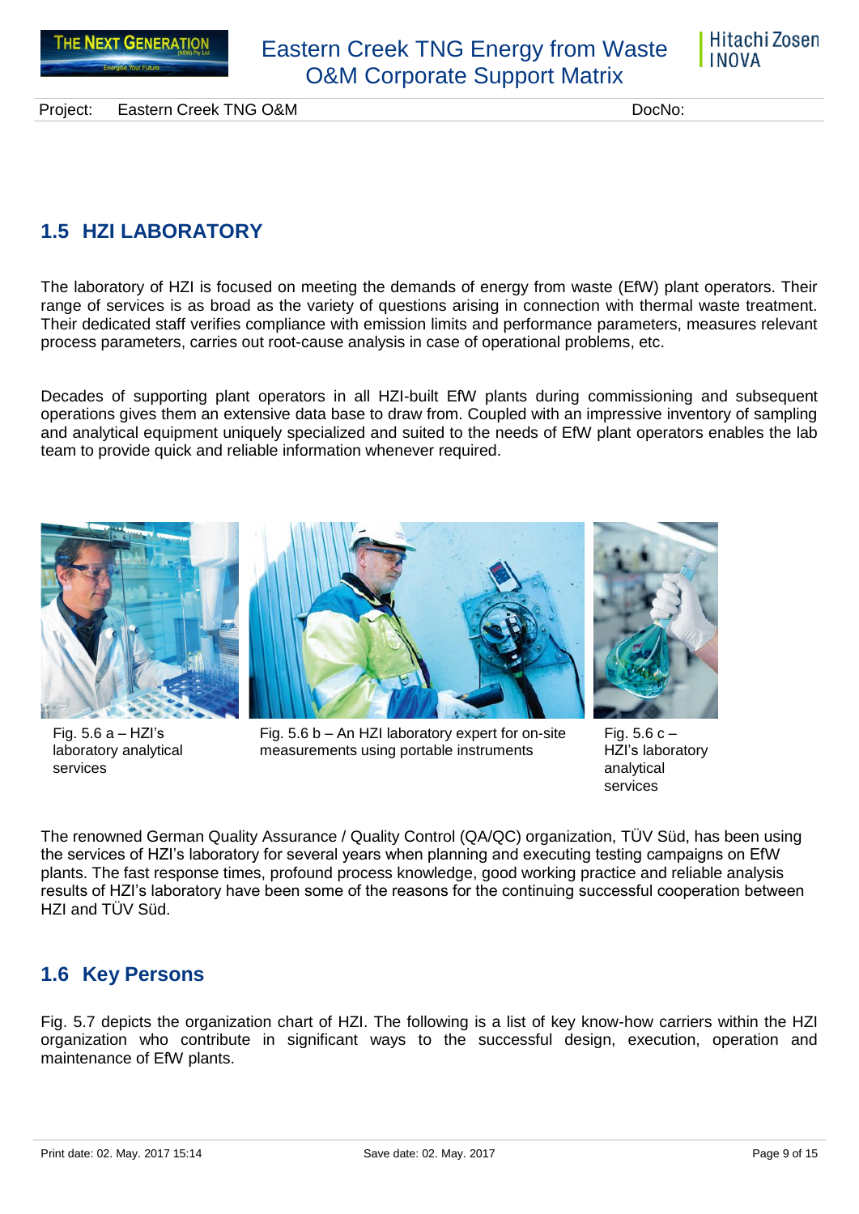## 1.5 HZI LABORATORY

The laboratory of HZI is focused on meeting the demands of energy from waste (EfW) plant operators. Their range of services is as broad as the variety of questions arising in connection with thermal waste treatment. Their dedicated staff verifies compliance with emission limits and performance parameters, measures relevant process parameters, carries out root-cause analysis in case of operational problems, etc.

Decades of supporting plant operators in all HZI-built EfW plants during commissioning and subsequent operations gives them an extensive data base to draw from. Coupled with an impressive inventory of sampling and analytical equipment uniquely specialized and suited to the needs of EfW plant operators enables the lab team to provide quick and reliable information whenever required.

Fig. 5.6 a – HZI's laboratory analytical services

Fig. 5.6 b – An HZI laboratory expert for on-site measurements using portable instruments

Fig. 5.6 c – HZI's laboratory analytical services

The renowned German Quality Assurance / Quality Control (QA/QC) organization, TÜV Süd, has been using the services of HZI's laboratory for several years when planning and executing testing campaigns on EfW plants. The fast response times, profound process knowledge, good working practice and reliable analysis results of HZI's laboratory have been some of the reasons for the continuing successful cooperation between HZI and TÜV Süd.

## 1.6 Key Persons

Fig. 5.7 depicts the organization chart of HZI. The following is a list of key know-how carriers within the HZI organization who contribute in significant ways to the successful design, execution, operation and maintenance of EfW plants.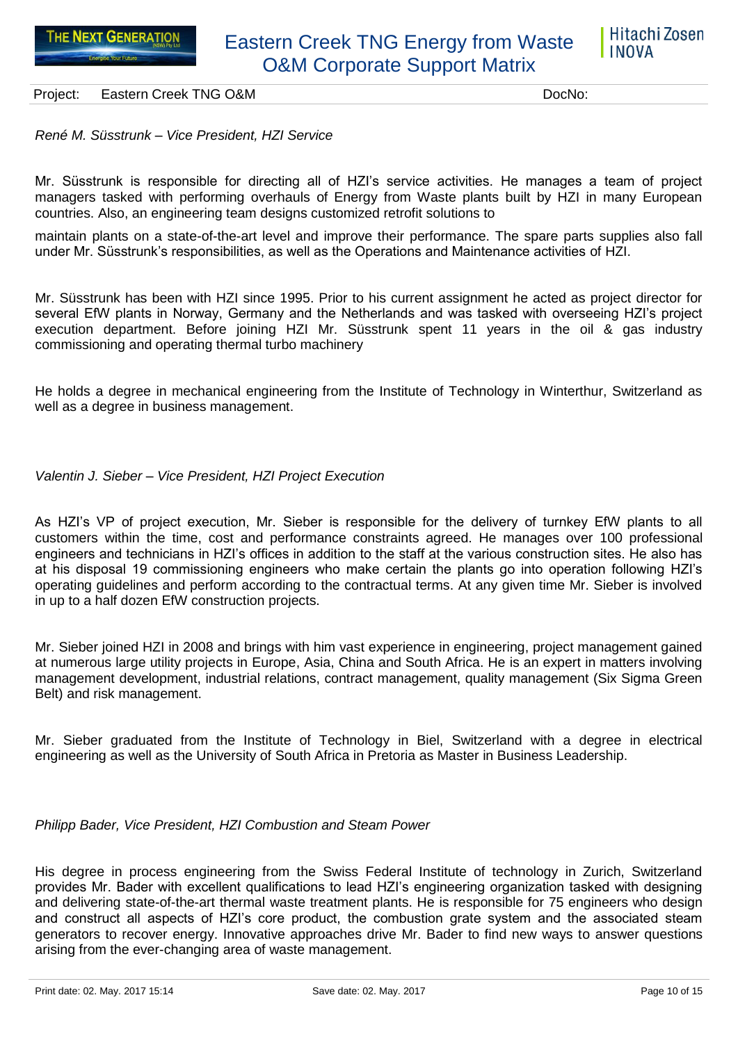*René M. Süsstrunk – Vice President, HZI Service*

Mr. Süsstrunk is responsible for directing all of HZI's service activities. He manages a team of project managers tasked with performing overhauls of Energy from Waste plants built by HZI in many European countries. Also, an engineering team designs customized retrofit solutions to

maintain plants on a state-of-the-art level and improve their performance. The spare parts supplies also fall under Mr. Süsstrunk's responsibilities, as well as the Operations and Maintenance activities of HZI.

Mr. Süsstrunk has been with HZI since 1995. Prior to his current assignment he acted as project director for several EfW plants in Norway, Germany and the Netherlands and was tasked with overseeing HZI's project execution department. Before joining HZI Mr. Süsstrunk spent 11 years in the oil & gas industry commissioning and operating thermal turbo machinery

He holds a degree in mechanical engineering from the Institute of Technology in Winterthur, Switzerland as well as a degree in business management.

*Valentin J. Sieber – Vice President, HZI Project Execution*

As HZI's VP of project execution, Mr. Sieber is responsible for the delivery of turnkey EfW plants to all customers within the time, cost and performance constraints agreed. He manages over 100 professional engineers and technicians in HZI's offices in addition to the staff at the various construction sites. He also has at his disposal 19 commissioning engineers who make certain the plants go into operation following HZI's operating guidelines and perform according to the contractual terms. At any given time Mr. Sieber is involved in up to a half dozen EfW construction projects.

Mr. Sieber joined HZI in 2008 and brings with him vast experience in engineering, project management gained at numerous large utility projects in Europe, Asia, China and South Africa. He is an expert in matters involving management development, industrial relations, contract management, quality management (Six Sigma Green Belt) and risk management.

Mr. Sieber graduated from the Institute of Technology in Biel, Switzerland with a degree in electrical engineering as well as the University of South Africa in Pretoria as Master in Business Leadership.

*Philipp Bader, Vice President, HZI Combustion and Steam Power*

His degree in process engineering from the Swiss Federal Institute of technology in Zurich, Switzerland provides Mr. Bader with excellent qualifications to lead HZI's engineering organization tasked with designing and delivering state-of-the-art thermal waste treatment plants. He is responsible for 75 engineers who design and construct all aspects of HZI's core product, the combustion grate system and the associated steam generators to recover energy. Innovative approaches drive Mr. Bader to find new ways to answer questions arising from the ever-changing area of waste management.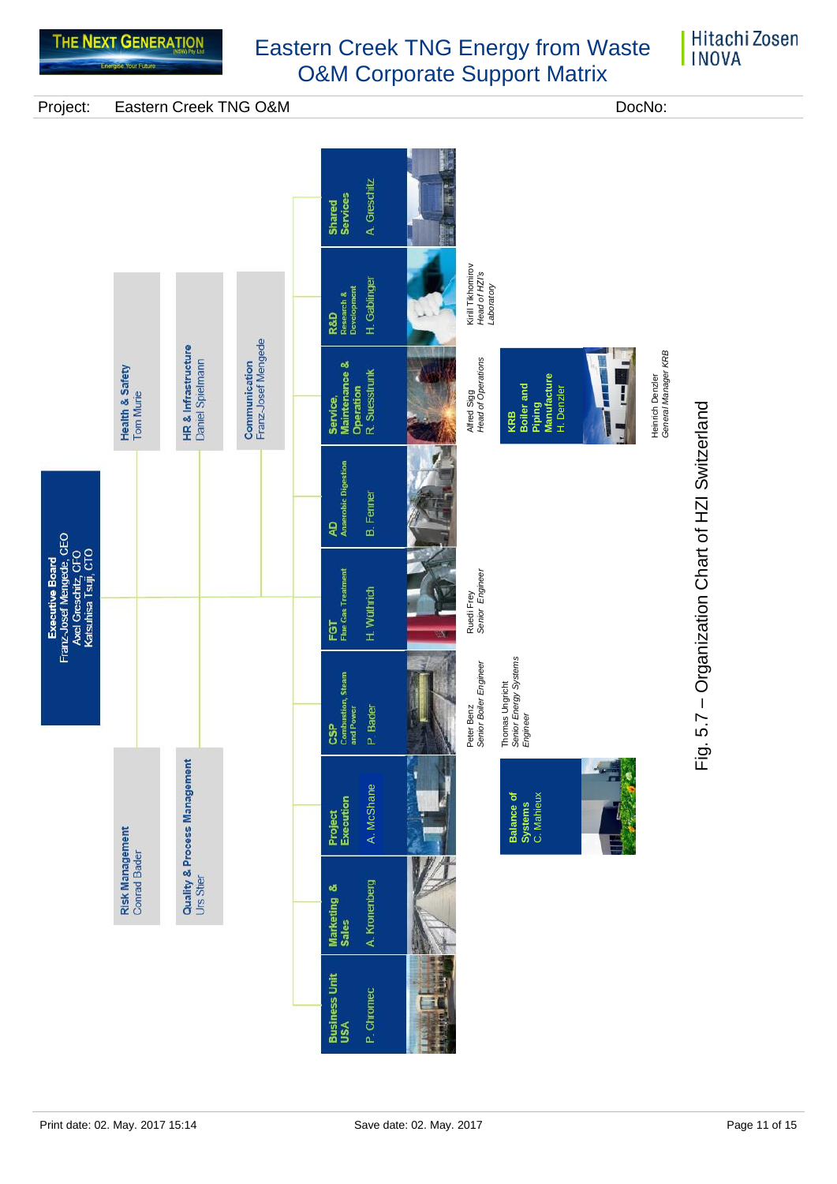# Eastern Creek TNG Energy from Waste O&M Corporate Support Matrix

Project: Eastern Creek TNG O&M DocNo:

**Executive Board**
Franz-Josef Mengede, CEO
Axel Greschitz, CFO
Katsuhisa Tsuji, CTO

**Health & Safety**
Tom Murie

**HR & Infrastructure**
Daniel Spielmann

**Communication**
Franz-Josef Mengede

**Risk Management**
Conrad Bader

**Quality & Process Management**
Urs Stier

**Shared Services**
A. Greschitz

**R&D** Research & Development
H. Gablinger

Kirill Tikhomirov
*Head of HZI's Laboratory*

**Service, Maintenance & Operation**
R. Suesstrunk

Alfred Sigg
*Head of Operations*

**KRB Boiler and Piping Manufacture**
H. Denzler

Heinrich Denzler
*General Manager KRB*

**AD** Anaerobic Digestion
B. Fenner

**FGT** Flue Gas Treatment
H. Wülfrich

Ruedi Frey
*Senior Engineer*

**CSP** Combustion, Steam and Power
P. Bader

Peter Benz
*Senior Boiler Engineer*

Thomas Ungricht
*Senior Energy Systems Engineer*

**Project Execution**
A. McShane

**Balance of Systems**
C. Mahieux

**Marketing & Sales**
A. Kronenberg

**Business Unit USA**
P. Chromec

Fig. 5.7 – Organization Chart of HZI Switzerland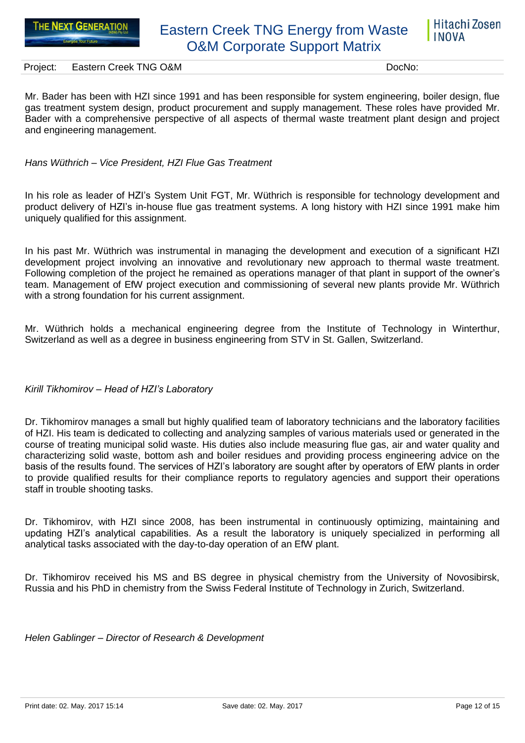Mr. Bader has been with HZI since 1991 and has been responsible for system engineering, boiler design, flue gas treatment system design, product procurement and supply management. These roles have provided Mr. Bader with a comprehensive perspective of all aspects of thermal waste treatment plant design and project and engineering management.

*Hans Wüthrich – Vice President, HZI Flue Gas Treatment*

In his role as leader of HZI's System Unit FGT, Mr. Wüthrich is responsible for technology development and product delivery of HZI's in-house flue gas treatment systems. A long history with HZI since 1991 make him uniquely qualified for this assignment.

In his past Mr. Wüthrich was instrumental in managing the development and execution of a significant HZI development project involving an innovative and revolutionary new approach to thermal waste treatment. Following completion of the project he remained as operations manager of that plant in support of the owner's team. Management of EfW project execution and commissioning of several new plants provide Mr. Wüthrich with a strong foundation for his current assignment.

Mr. Wüthrich holds a mechanical engineering degree from the Institute of Technology in Winterthur, Switzerland as well as a degree in business engineering from STV in St. Gallen, Switzerland.

*Kirill Tikhomirov – Head of HZI's Laboratory*

Dr. Tikhomirov manages a small but highly qualified team of laboratory technicians and the laboratory facilities of HZI. His team is dedicated to collecting and analyzing samples of various materials used or generated in the course of treating municipal solid waste. His duties also include measuring flue gas, air and water quality and characterizing solid waste, bottom ash and boiler residues and providing process engineering advice on the basis of the results found. The services of HZI's laboratory are sought after by operators of EfW plants in order to provide qualified results for their compliance reports to regulatory agencies and support their operations staff in trouble shooting tasks.

Dr. Tikhomirov, with HZI since 2008, has been instrumental in continuously optimizing, maintaining and updating HZI's analytical capabilities. As a result the laboratory is uniquely specialized in performing all analytical tasks associated with the day-to-day operation of an EfW plant.

Dr. Tikhomirov received his MS and BS degree in physical chemistry from the University of Novosibirsk, Russia and his PhD in chemistry from the Swiss Federal Institute of Technology in Zurich, Switzerland.

*Helen Gablinger – Director of Research & Development*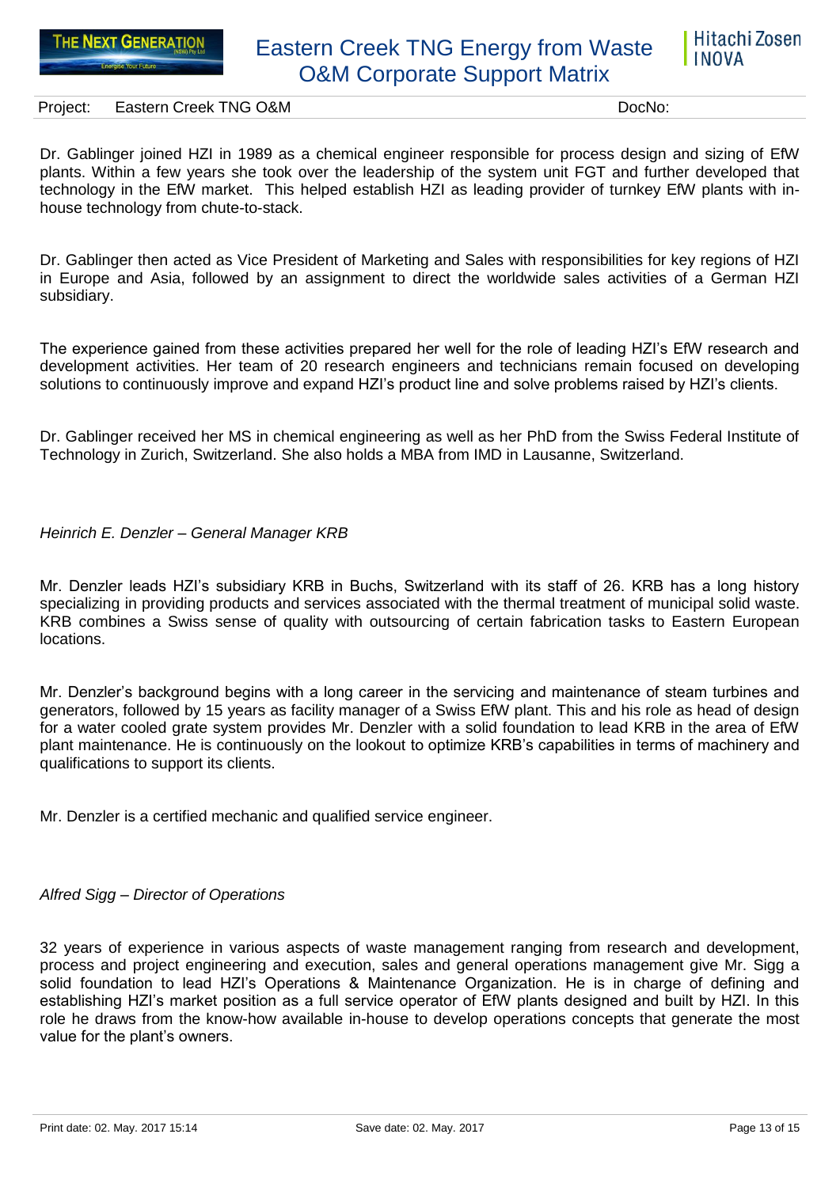Dr. Gablinger joined HZI in 1989 as a chemical engineer responsible for process design and sizing of EfW plants. Within a few years she took over the leadership of the system unit FGT and further developed that technology in the EfW market. This helped establish HZI as leading provider of turnkey EfW plants with in-house technology from chute-to-stack.

Dr. Gablinger then acted as Vice President of Marketing and Sales with responsibilities for key regions of HZI in Europe and Asia, followed by an assignment to direct the worldwide sales activities of a German HZI subsidiary.

The experience gained from these activities prepared her well for the role of leading HZI's EfW research and development activities. Her team of 20 research engineers and technicians remain focused on developing solutions to continuously improve and expand HZI's product line and solve problems raised by HZI's clients.

Dr. Gablinger received her MS in chemical engineering as well as her PhD from the Swiss Federal Institute of Technology in Zurich, Switzerland. She also holds a MBA from IMD in Lausanne, Switzerland.

*Heinrich E. Denzler – General Manager KRB*

Mr. Denzler leads HZI's subsidiary KRB in Buchs, Switzerland with its staff of 26. KRB has a long history specializing in providing products and services associated with the thermal treatment of municipal solid waste. KRB combines a Swiss sense of quality with outsourcing of certain fabrication tasks to Eastern European locations.

Mr. Denzler's background begins with a long career in the servicing and maintenance of steam turbines and generators, followed by 15 years as facility manager of a Swiss EfW plant. This and his role as head of design for a water cooled grate system provides Mr. Denzler with a solid foundation to lead KRB in the area of EfW plant maintenance. He is continuously on the lookout to optimize KRB's capabilities in terms of machinery and qualifications to support its clients.

Mr. Denzler is a certified mechanic and qualified service engineer.

*Alfred Sigg – Director of Operations*

32 years of experience in various aspects of waste management ranging from research and development, process and project engineering and execution, sales and general operations management give Mr. Sigg a solid foundation to lead HZI's Operations & Maintenance Organization. He is in charge of defining and establishing HZI's market position as a full service operator of EfW plants designed and built by HZI. In this role he draws from the know-how available in-house to develop operations concepts that generate the most value for the plant's owners.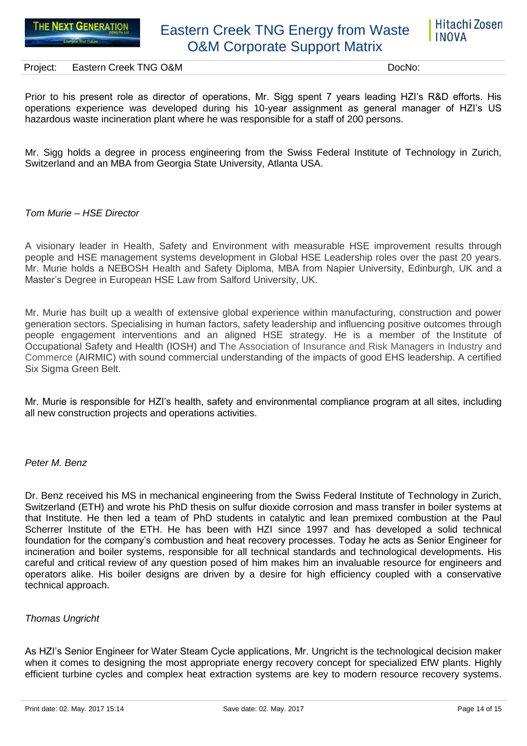Prior to his present role as director of operations, Mr. Sigg spent 7 years leading HZI's R&D efforts. His operations experience was developed during his 10-year assignment as general manager of HZI's US hazardous waste incineration plant where he was responsible for a staff of 200 persons.

Mr. Sigg holds a degree in process engineering from the Swiss Federal Institute of Technology in Zurich, Switzerland and an MBA from Georgia State University, Atlanta USA.

*Tom Murie – HSE Director*

A visionary leader in Health, Safety and Environment with measurable HSE improvement results through people and HSE management systems development in Global HSE Leadership roles over the past 20 years. Mr. Murie holds a NEBOSH Health and Safety Diploma, MBA from Napier University, Edinburgh, UK and a Master's Degree in European HSE Law from Salford University, UK.

Mr. Murie has built up a wealth of extensive global experience within manufacturing, construction and power generation sectors. Specialising in human factors, safety leadership and influencing positive outcomes through people engagement interventions and an aligned HSE strategy. He is a member of the Institute of Occupational Safety and Health (IOSH) and The Association of Insurance and Risk Managers in Industry and Commerce (AIRMIC) with sound commercial understanding of the impacts of good EHS leadership. A certified Six Sigma Green Belt.

Mr. Murie is responsible for HZI's health, safety and environmental compliance program at all sites, including all new construction projects and operations activities.

*Peter M. Benz*

Dr. Benz received his MS in mechanical engineering from the Swiss Federal Institute of Technology in Zurich, Switzerland (ETH) and wrote his PhD thesis on sulfur dioxide corrosion and mass transfer in boiler systems at that Institute. He then led a team of PhD students in catalytic and lean premixed combustion at the Paul Scherrer Institute of the ETH. He has been with HZI since 1997 and has developed a solid technical foundation for the company's combustion and heat recovery processes. Today he acts as Senior Engineer for incineration and boiler systems, responsible for all technical standards and technological developments. His careful and critical review of any question posed of him makes him an invaluable resource for engineers and operators alike. His boiler designs are driven by a desire for high efficiency coupled with a conservative technical approach.

*Thomas Ungricht*

As HZI's Senior Engineer for Water Steam Cycle applications, Mr. Ungricht is the technological decision maker when it comes to designing the most appropriate energy recovery concept for specialized EfW plants. Highly efficient turbine cycles and complex heat extraction systems are key to modern resource recovery systems.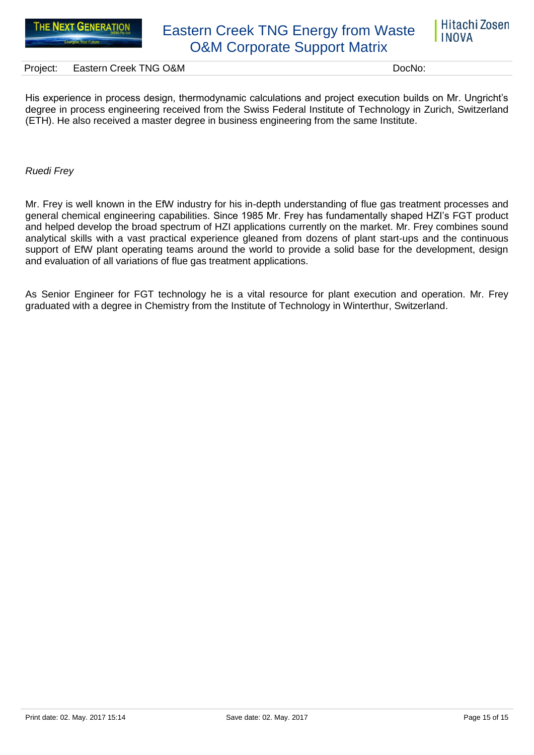His experience in process design, thermodynamic calculations and project execution builds on Mr. Ungricht's degree in process engineering received from the Swiss Federal Institute of Technology in Zurich, Switzerland (ETH). He also received a master degree in business engineering from the same Institute.

*Ruedi Frey*

Mr. Frey is well known in the EfW industry for his in-depth understanding of flue gas treatment processes and general chemical engineering capabilities. Since 1985 Mr. Frey has fundamentally shaped HZI's FGT product and helped develop the broad spectrum of HZI applications currently on the market. Mr. Frey combines sound analytical skills with a vast practical experience gleaned from dozens of plant start-ups and the continuous support of EfW plant operating teams around the world to provide a solid base for the development, design and evaluation of all variations of flue gas treatment applications.

As Senior Engineer for FGT technology he is a vital resource for plant execution and operation. Mr. Frey graduated with a degree in Chemistry from the Institute of Technology in Winterthur, Switzerland.